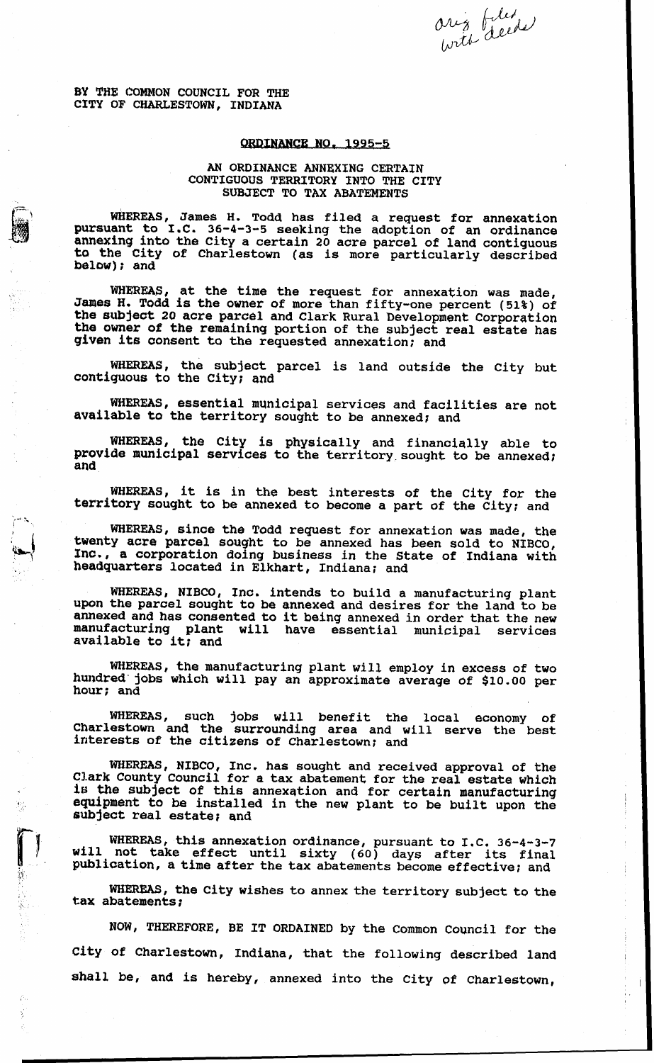orig filed with deeds

BY THE COMMON COUNCIL FOR THE
CITY OF CHARLESTOWN, INDIANA

**ORDINANCE NO. 1995-5**

AN ORDINANCE ANNEXING CERTAIN
CONTIGUOUS TERRITORY INTO THE CITY
SUBJECT TO TAX ABATEMENTS

WHEREAS, James H. Todd has filed a request for annexation pursuant to I.C. 36-4-3-5 seeking the adoption of an ordinance annexing into the City a certain 20 acre parcel of land contiguous to the City of Charlestown (as is more particularly described below); and

WHEREAS, at the time the request for annexation was made, James H. Todd is the owner of more than fifty-one percent (51%) of the subject 20 acre parcel and Clark Rural Development Corporation the owner of the remaining portion of the subject real estate has given its consent to the requested annexation; and

WHEREAS, the subject parcel is land outside the City but contiguous to the City; and

WHEREAS, essential municipal services and facilities are not available to the territory sought to be annexed; and

WHEREAS, the City is physically and financially able to provide municipal services to the territory sought to be annexed; and

WHEREAS, it is in the best interests of the City for the territory sought to be annexed to become a part of the City; and

WHEREAS, since the Todd request for annexation was made, the twenty acre parcel sought to be annexed has been sold to NIBCO, Inc., a corporation doing business in the State of Indiana with headquarters located in Elkhart, Indiana; and

WHEREAS, NIBCO, Inc. intends to build a manufacturing plant upon the parcel sought to be annexed and desires for the land to be annexed and has consented to it being annexed in order that the new manufacturing plant will have essential municipal services available to it; and

WHEREAS, the manufacturing plant will employ in excess of two hundred jobs which will pay an approximate average of $10.00 per hour; and

WHEREAS, such jobs will benefit the local economy of Charlestown and the surrounding area and will serve the best interests of the citizens of Charlestown; and

WHEREAS, NIBCO, Inc. has sought and received approval of the Clark County Council for a tax abatement for the real estate which is the subject of this annexation and for certain manufacturing equipment to be installed in the new plant to be built upon the subject real estate; and

WHEREAS, this annexation ordinance, pursuant to I.C. 36-4-3-7 will not take effect until sixty (60) days after its final publication, a time after the tax abatements become effective; and

WHEREAS, the City wishes to annex the territory subject to the tax abatements;

NOW, THEREFORE, BE IT ORDAINED by the Common Council for the City of Charlestown, Indiana, that the following described land shall be, and is hereby, annexed into the City of Charlestown,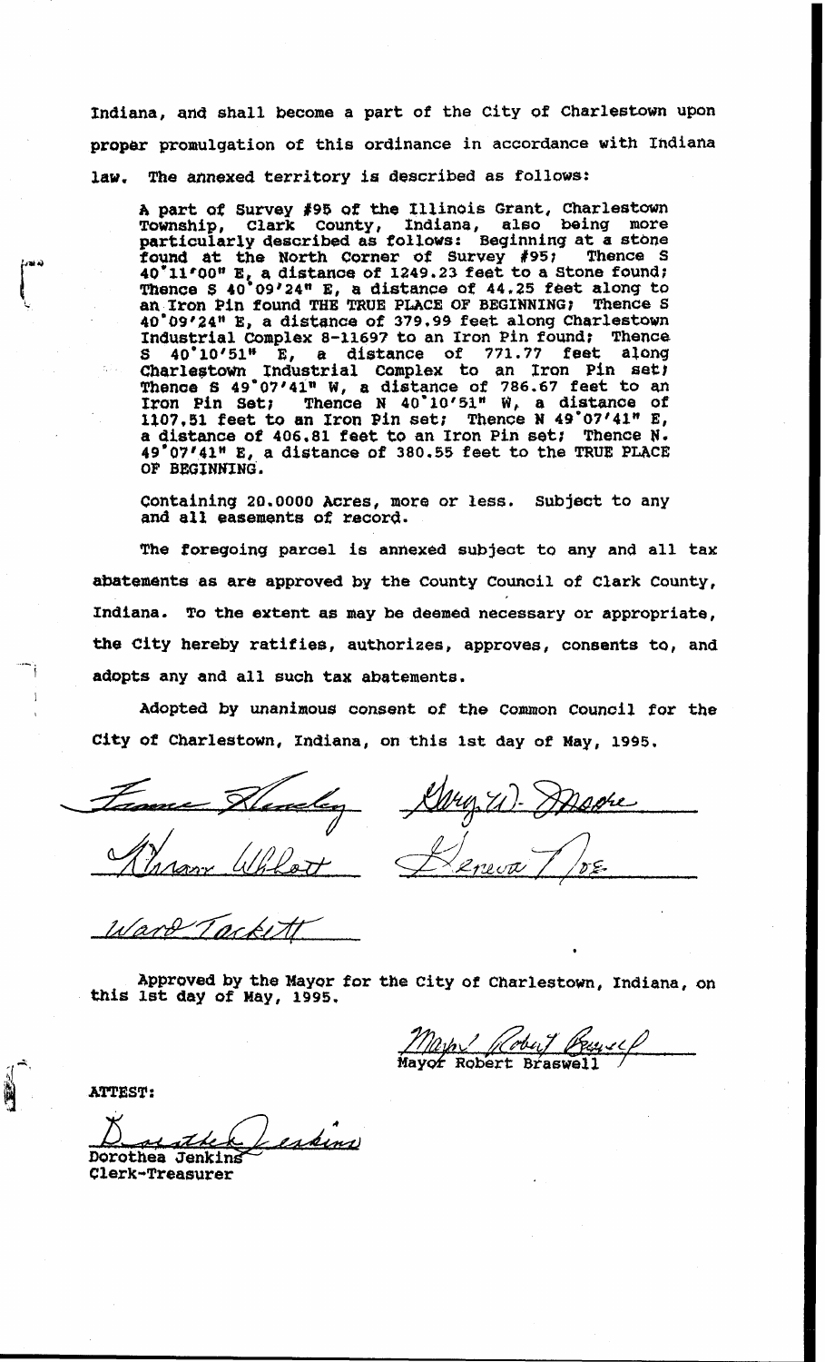Indiana, and shall become a part of the City of Charlestown upon proper promulgation of this ordinance in accordance with Indiana law. The annexed territory is described as follows:

> A part of Survey #95 of the Illinois Grant, Charlestown Township, Clark County, Indiana, also being more particularly described as follows: Beginning at a stone found at the North Corner of Survey #95; Thence S 40°11'00" E, a distance of 1249.23 feet to a Stone found; Thence S 40°09'24" E, a distance of 44.25 feet along to an Iron Pin found THE TRUE PLACE OF BEGINNING; Thence S 40°09'24" E, a distance of 379.99 feet along Charlestown Industrial Complex 8-11697 to an Iron Pin found; Thence S 40°10'51" E, a distance of 771.77 feet along Charlestown Industrial Complex to an Iron Pin set; Thence S 49°07'41" W, a distance of 786.67 feet to an Iron Pin Set; Thence N 40°10'51" W, a distance of 1107.51 feet to an Iron Pin set; Thence N 49°07'41" E, a distance of 406.81 feet to an Iron Pin set; Thence N. 49°07'41" E, a distance of 380.55 feet to the TRUE PLACE OF BEGINNING.
>
> Containing 20.0000 Acres, more or less. Subject to any and all easements of record.

The foregoing parcel is annexed subject to any and all tax abatements as are approved by the County Council of Clark County, Indiana. To the extent as may be deemed necessary or appropriate, the City hereby ratifies, authorizes, approves, consents to, and adopts any and all such tax abatements.

Adopted by unanimous consent of the Common Council for the City of Charlestown, Indiana, on this 1st day of May, 1995.

Approved by the Mayor for the City of Charlestown, Indiana, on this 1st day of May, 1995.

Mayor Robert Braswell

ATTEST:

Dorothea Jenkins
Clerk-Treasurer